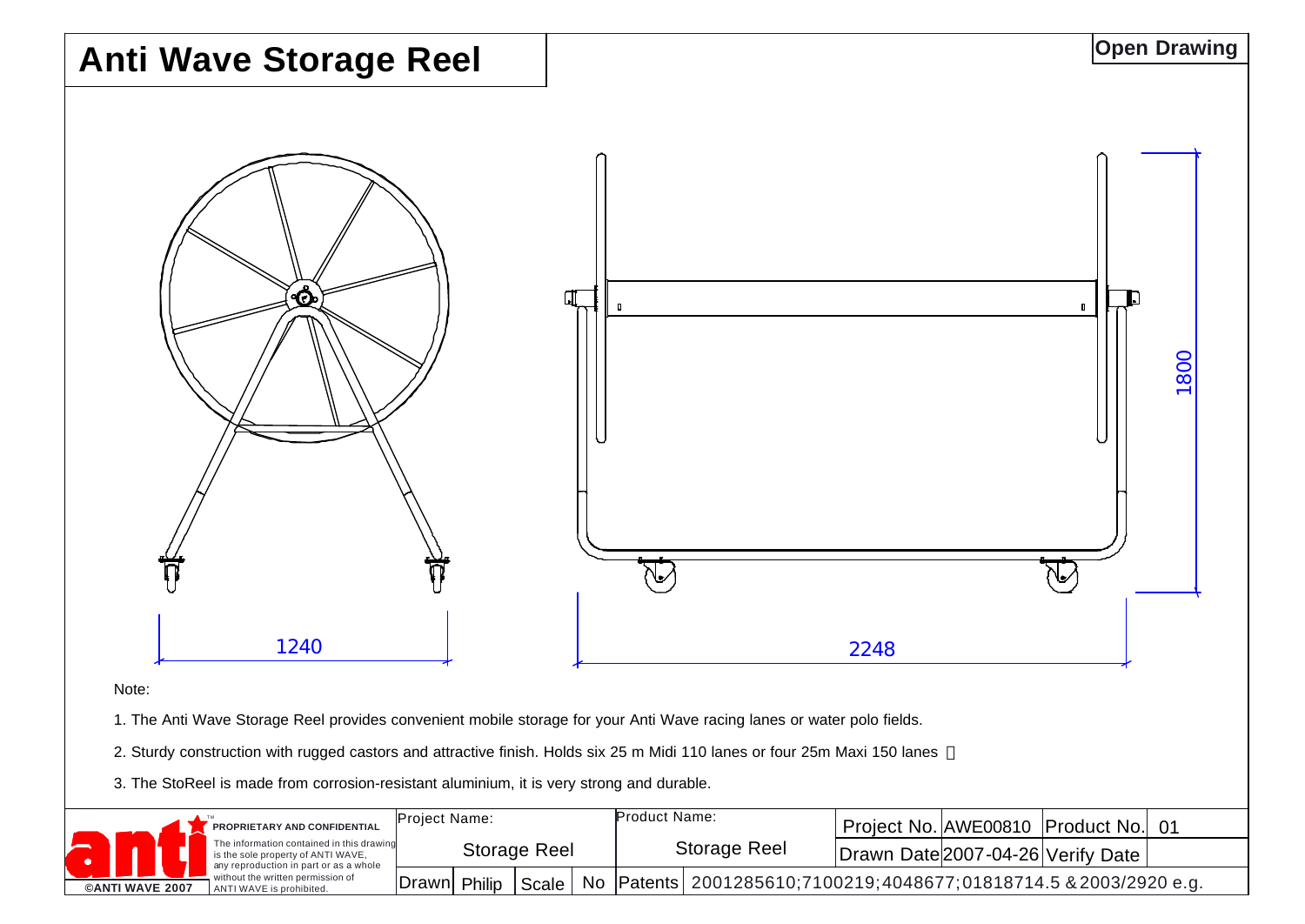# Anti Wave Storage Reel

**Open Drawing**

1240

2248

1800

Note:

1. The Anti Wave Storage Reel provides convenient mobile storage for your Anti Wave racing lanes or water polo fields.
2. Sturdy construction with rugged castors and attractive finish. Holds six 25 m Midi 110 lanes or four 25m Maxi 150 lanes
3. The StoReel is made from corrosion-resistant aluminium, it is very strong and durable.

**anti** TM

©ANTI WAVE 2007

**PROPRIETARY AND CONFIDENTIAL**

The information contained in this drawing is the sole property of ANTI WAVE, any reproduction in part or as a whole without the written permission of ANTI WAVE is prohibited.

| Project Name: | | | | Product Name: | Project No. | AWE00810 | Product No. | 01 |
|---|---|---|---|---|---|---|---|---|
| Storage Reel | | | | Storage Reel | Drawn Date | 2007-04-26 | Verify Date | |
| Drawn | Philip | Scale | No | Patents | 2001285610;7100219;4048677;01818714.5 &2003/2920 e.g. | | | |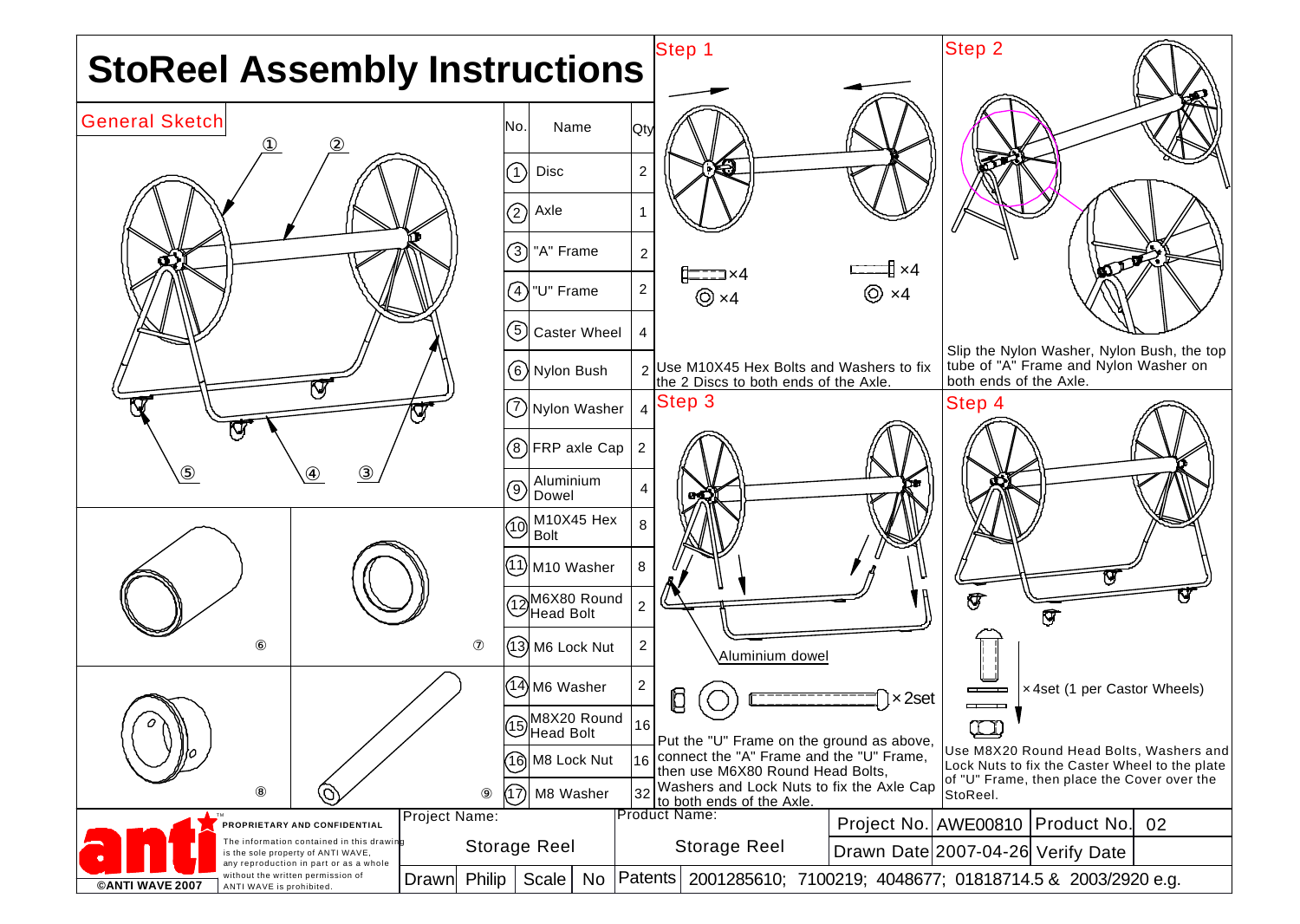# StoReel Assembly Instructions

## General Sketch

①  ②

⑤  ④  ③

⑥  ⑦

⑧  ⑨

| No. | Name | Qty |
|---|---|---|
| 1 | Disc | 2 |
| 2 | Axle | 1 |
| 3 | "A" Frame | 2 |
| 4 | "U" Frame | 2 |
| 5 | Caster Wheel | 4 |
| 6 | Nylon Bush | 2 |
| 7 | Nylon Washer | 4 |
| 8 | FRP axle Cap | 2 |
| 9 | Aluminium Dowel | 4 |
| 10 | M10X45 Hex Bolt | 8 |
| 11 | M10 Washer | 8 |
| 12 | M6X80 Round Head Bolt | 2 |
| 13 | M6 Lock Nut | 2 |
| 14 | M6 Washer | 2 |
| 15 | M8X20 Round Head Bolt | 16 |
| 16 | M8 Lock Nut | 16 |
| 17 | M8 Washer | 32 |

## Step 1

×4 ×4

×4 ×4

Use M10X45 Hex Bolts and Washers to fix the 2 Discs to both ends of the Axle.

## Step 2

Slip the Nylon Washer, Nylon Bush, the top tube of "A" Frame and Nylon Washer on both ends of the Axle.

## Step 3

Aluminium dowel

×2set

Put the "U" Frame on the ground as above, connect the "A" Frame and the "U" Frame, then use M6X80 Round Head Bolts, Washers and Lock Nuts to fix the Axle Cap to both ends of the Axle.

## Step 4

×4set (1 per Castor Wheels)

Use M8X20 Round Head Bolts, Washers and Lock Nuts to fix the Caster Wheel to the plate of "U" Frame, then place the Cover over the StoReel.

---

**PROPRIETARY AND CONFIDENTIAL**

The information contained in this drawing is the sole property of ANTI WAVE, any reproduction in part or as a whole without the written permission of ANTI WAVE is prohibited.

©ANTI WAVE 2007

| | | | | | | | |
|---|---|---|---|---|---|---|---|
| Project Name: Storage Reel | | Product Name: Storage Reel | | Project No. | AWE00810 | Product No. | 02 |
| | | | | Drawn Date | 2007-04-26 | Verify Date | |
| Drawn | Philip | Scale | No | Patents | 2001285610; 7100219; 4048677; 01818714.5 & 2003/2920 e.g. | | |